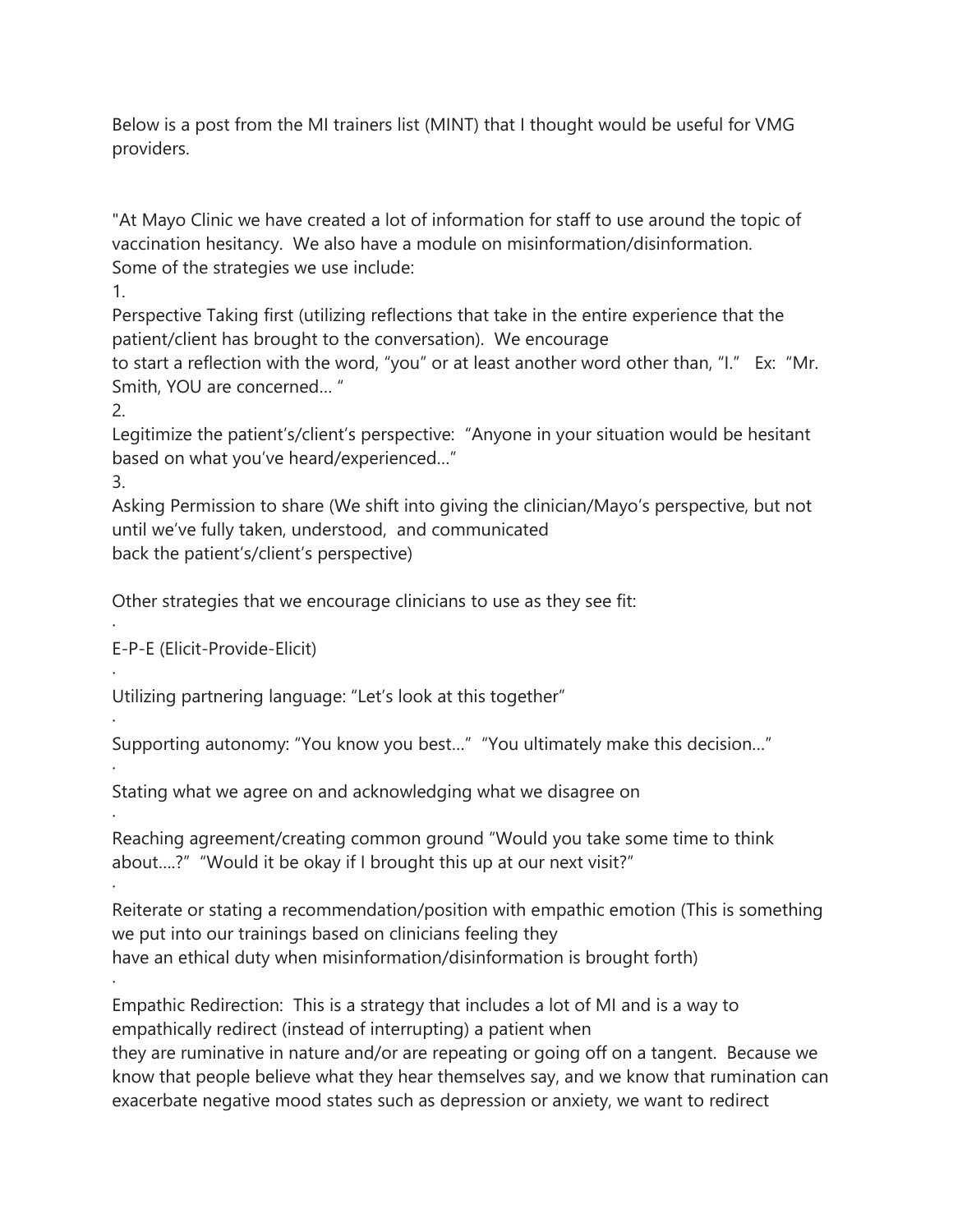Below is a post from the MI trainers list (MINT) that I thought would be useful for VMG providers.

"At Mayo Clinic we have created a lot of information for staff to use around the topic of vaccination hesitancy. We also have a module on misinformation/disinformation. Some of the strategies we use include:

1. Perspective Taking first (utilizing reflections that take in the entire experience that the patient/client has brought to the conversation). We encourage to start a reflection with the word, "you" or at least another word other than, "I." Ex: "Mr. Smith, YOU are concerned… "
2. Legitimize the patient's/client's perspective: "Anyone in your situation would be hesitant based on what you've heard/experienced…"
3. Asking Permission to share (We shift into giving the clinician/Mayo's perspective, but not until we've fully taken, understood, and communicated back the patient's/client's perspective)

Other strategies that we encourage clinicians to use as they see fit:

- E-P-E (Elicit-Provide-Elicit)
- Utilizing partnering language: "Let's look at this together"
- Supporting autonomy: "You know you best…" "You ultimately make this decision…"
- Stating what we agree on and acknowledging what we disagree on
- Reaching agreement/creating common ground "Would you take some time to think about….?" "Would it be okay if I brought this up at our next visit?"
- Reiterate or stating a recommendation/position with empathic emotion (This is something we put into our trainings based on clinicians feeling they have an ethical duty when misinformation/disinformation is brought forth)
- Empathic Redirection: This is a strategy that includes a lot of MI and is a way to empathically redirect (instead of interrupting) a patient when they are ruminative in nature and/or are repeating or going off on a tangent. Because we know that people believe what they hear themselves say, and we know that rumination can exacerbate negative mood states such as depression or anxiety, we want to redirect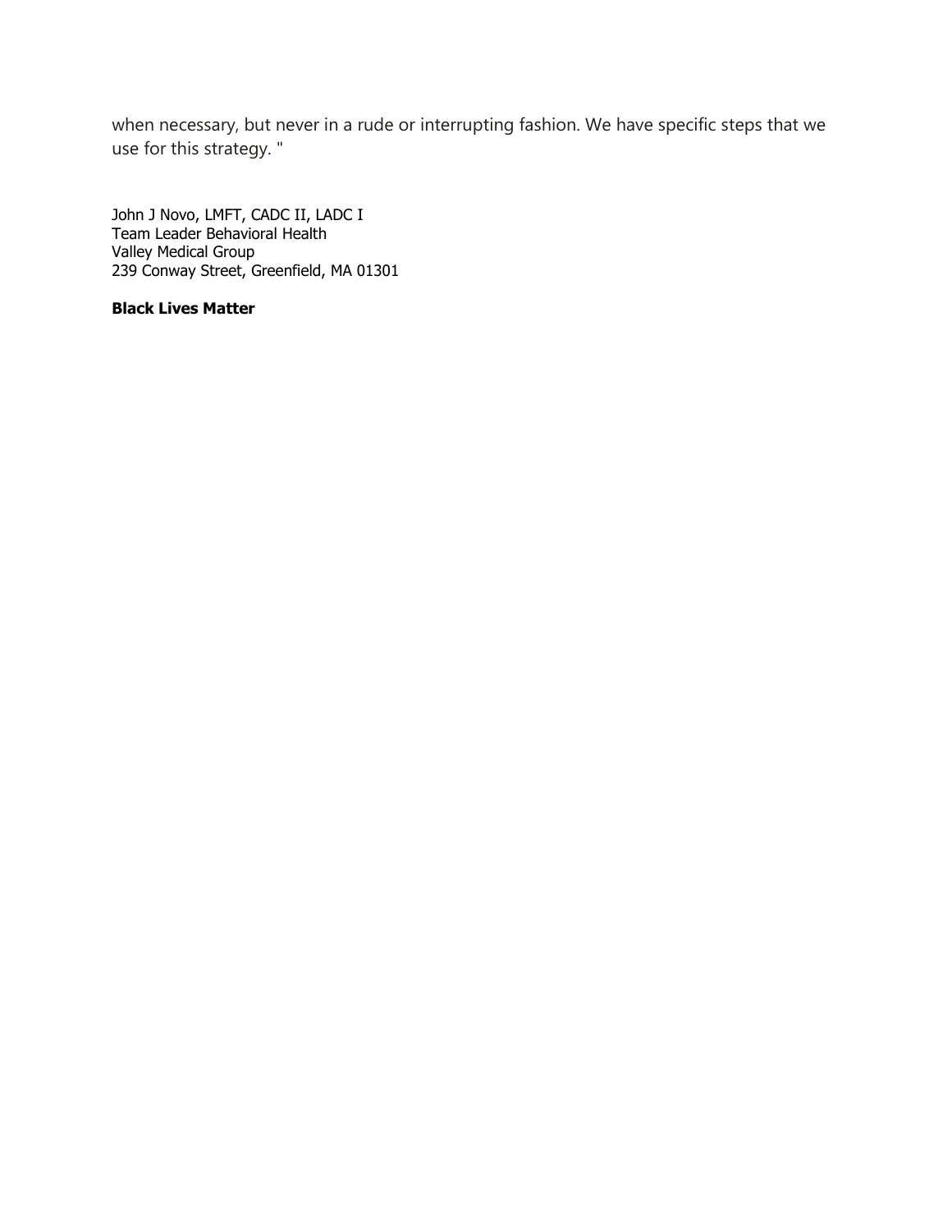when necessary, but never in a rude or interrupting fashion. We have specific steps that we use for this strategy. "

John J Novo, LMFT, CADC II, LADC I
Team Leader Behavioral Health
Valley Medical Group
239 Conway Street, Greenfield, MA 01301

**Black Lives Matter**